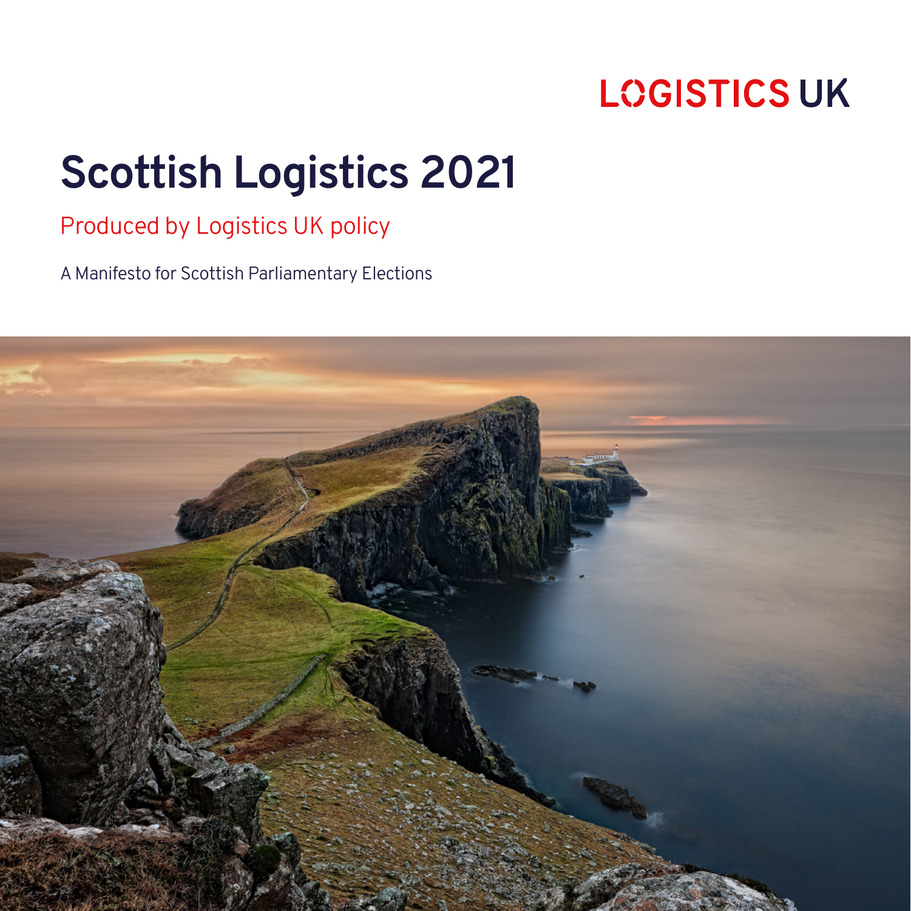LOGISTICS UK

# Scottish Logistics 2021

Produced by Logistics UK policy

A Manifesto for Scottish Parliamentary Elections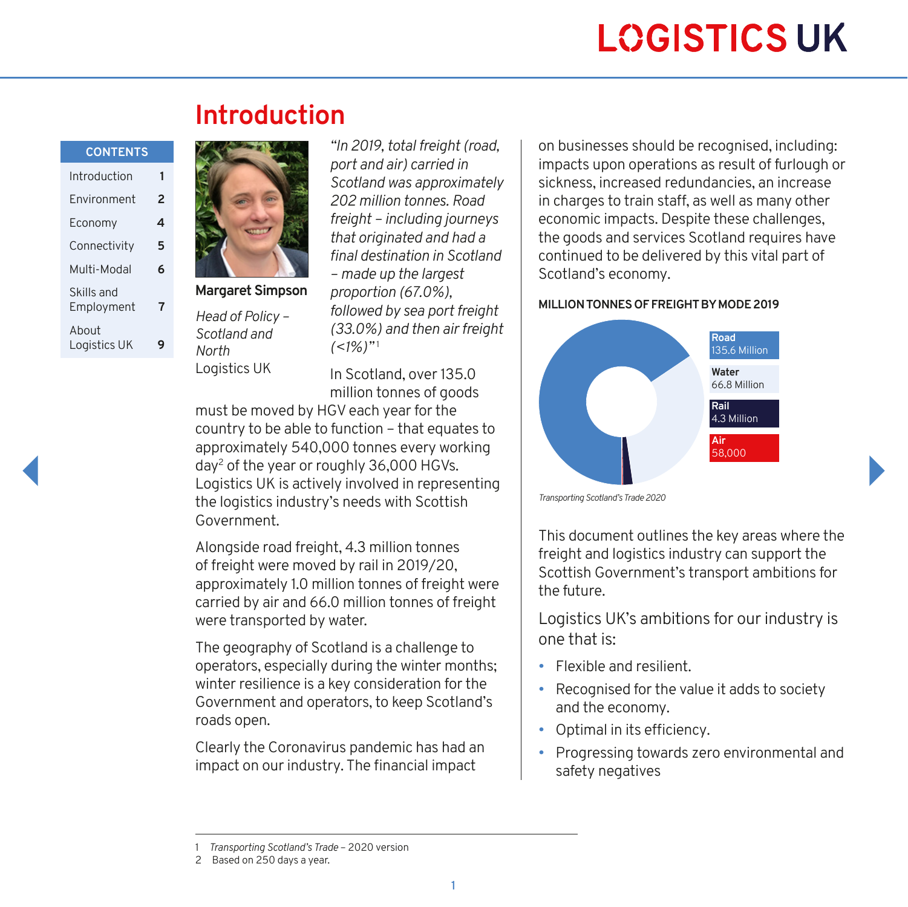# Introduction

| CONTENTS | |
|---|---|
| Introduction | 1 |
| Environment | 2 |
| Economy | 4 |
| Connectivity | 5 |
| Multi-Modal | 6 |
| Skills and Employment | 7 |
| About Logistics UK | 9 |

**Margaret Simpson**

*Head of Policy – Scotland and North*
Logistics UK

*"In 2019, total freight (road, port and air) carried in Scotland was approximately 202 million tonnes. Road freight – including journeys that originated and had a final destination in Scotland – made up the largest proportion (67.0%), followed by sea port freight (33.0%) and then air freight (<1%)"*[1]

In Scotland, over 135.0 million tonnes of goods must be moved by HGV each year for the country to be able to function – that equates to approximately 540,000 tonnes every working day[2] of the year or roughly 36,000 HGVs. Logistics UK is actively involved in representing the logistics industry's needs with Scottish Government.

Alongside road freight, 4.3 million tonnes of freight were moved by rail in 2019/20, approximately 1.0 million tonnes of freight were carried by air and 66.0 million tonnes of freight were transported by water.

The geography of Scotland is a challenge to operators, especially during the winter months; winter resilience is a key consideration for the Government and operators, to keep Scotland's roads open.

Clearly the Coronavirus pandemic has had an impact on our industry. The financial impact on businesses should be recognised, including: impacts upon operations as result of furlough or sickness, increased redundancies, an increase in charges to train staff, as well as many other economic impacts. Despite these challenges, the goods and services Scotland requires have continued to be delivered by this vital part of Scotland's economy.

**MILLION TONNES OF FREIGHT BY MODE 2019**

| Mode | Tonnes |
|---|---|
| Road | 135.6 Million |
| Water | 66.8 Million |
| Rail | 4.3 Million |
| Air | 58,000 |

*Transporting Scotland's Trade 2020*

This document outlines the key areas where the freight and logistics industry can support the Scottish Government's transport ambitions for the future.

Logistics UK's ambitions for our industry is one that is:

- Flexible and resilient.
- Recognised for the value it adds to society and the economy.
- Optimal in its efficiency.
- Progressing towards zero environmental and safety negatives

1 *Transporting Scotland's Trade* – 2020 version
2 Based on 250 days a year.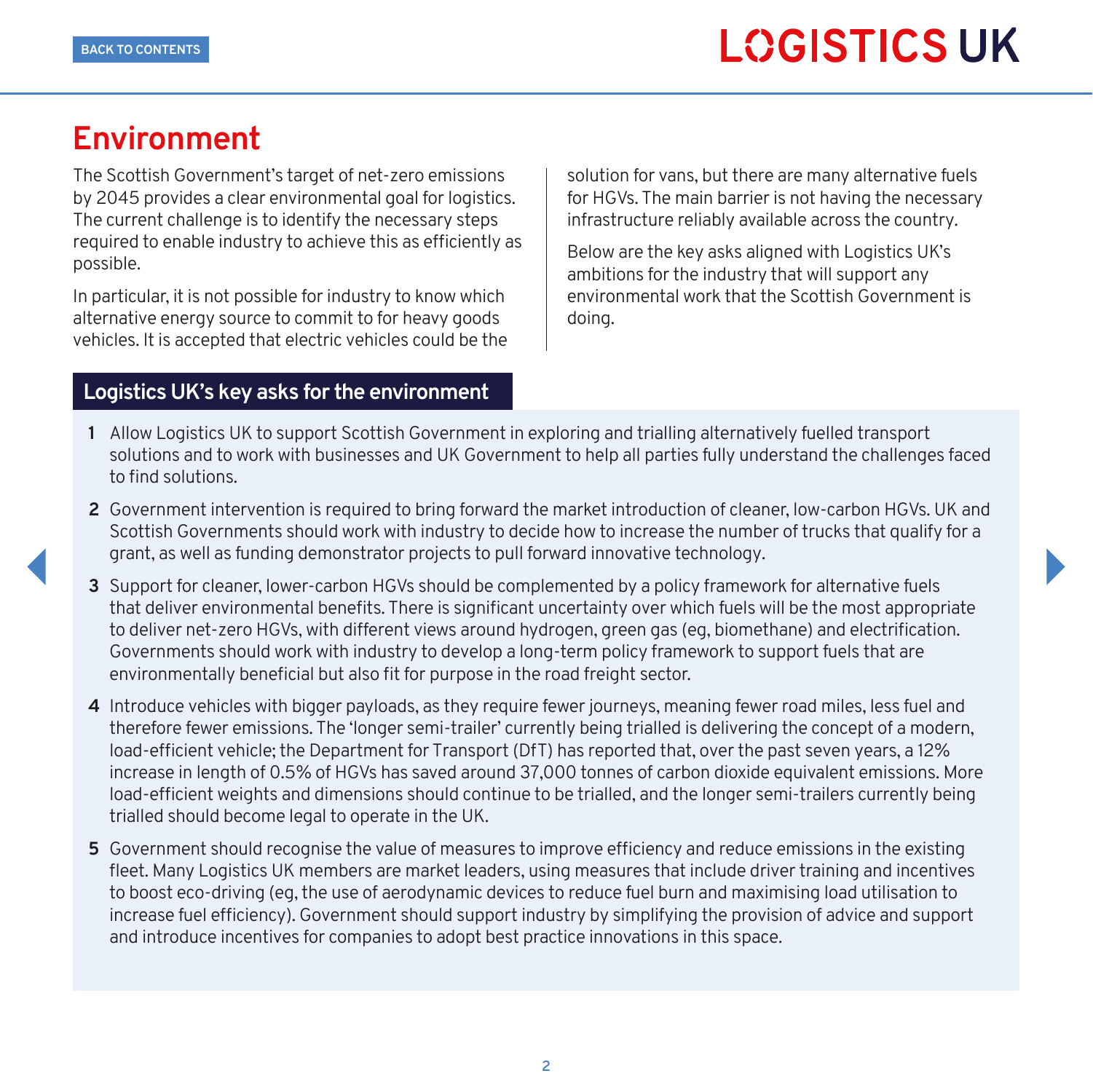# Environment

The Scottish Government's target of net-zero emissions by 2045 provides a clear environmental goal for logistics. The current challenge is to identify the necessary steps required to enable industry to achieve this as efficiently as possible.

In particular, it is not possible for industry to know which alternative energy source to commit to for heavy goods vehicles. It is accepted that electric vehicles could be the solution for vans, but there are many alternative fuels for HGVs. The main barrier is not having the necessary infrastructure reliably available across the country.

Below are the key asks aligned with Logistics UK's ambitions for the industry that will support any environmental work that the Scottish Government is doing.

## Logistics UK's key asks for the environment

1. Allow Logistics UK to support Scottish Government in exploring and trialling alternatively fuelled transport solutions and to work with businesses and UK Government to help all parties fully understand the challenges faced to find solutions.
2. Government intervention is required to bring forward the market introduction of cleaner, low-carbon HGVs. UK and Scottish Governments should work with industry to decide how to increase the number of trucks that qualify for a grant, as well as funding demonstrator projects to pull forward innovative technology.
3. Support for cleaner, lower-carbon HGVs should be complemented by a policy framework for alternative fuels that deliver environmental benefits. There is significant uncertainty over which fuels will be the most appropriate to deliver net-zero HGVs, with different views around hydrogen, green gas (eg, biomethane) and electrification. Governments should work with industry to develop a long-term policy framework to support fuels that are environmentally beneficial but also fit for purpose in the road freight sector.
4. Introduce vehicles with bigger payloads, as they require fewer journeys, meaning fewer road miles, less fuel and therefore fewer emissions. The 'longer semi-trailer' currently being trialled is delivering the concept of a modern, load-efficient vehicle; the Department for Transport (DfT) has reported that, over the past seven years, a 12% increase in length of 0.5% of HGVs has saved around 37,000 tonnes of carbon dioxide equivalent emissions. More load-efficient weights and dimensions should continue to be trialled, and the longer semi-trailers currently being trialled should become legal to operate in the UK.
5. Government should recognise the value of measures to improve efficiency and reduce emissions in the existing fleet. Many Logistics UK members are market leaders, using measures that include driver training and incentives to boost eco-driving (eg, the use of aerodynamic devices to reduce fuel burn and maximising load utilisation to increase fuel efficiency). Government should support industry by simplifying the provision of advice and support and introduce incentives for companies to adopt best practice innovations in this space.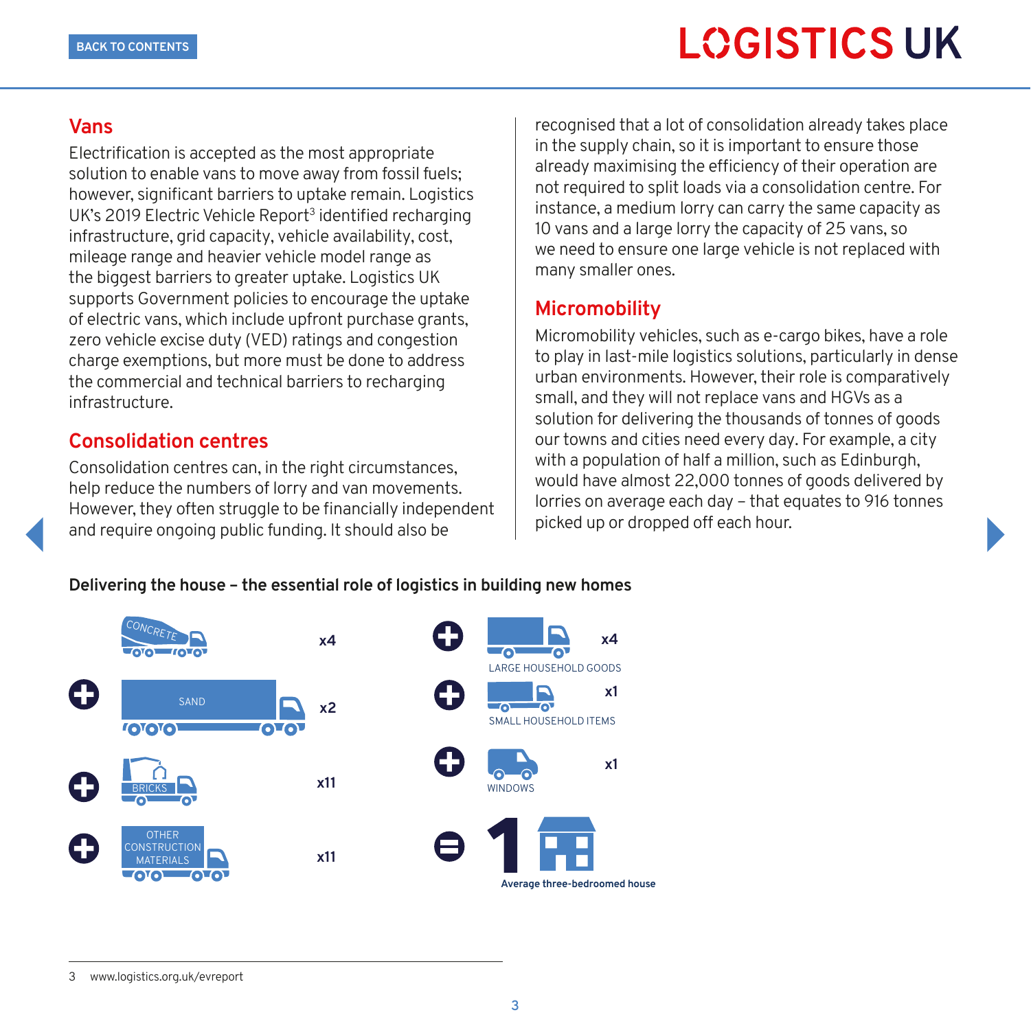## Vans

Electrification is accepted as the most appropriate solution to enable vans to move away from fossil fuels; however, significant barriers to uptake remain. Logistics UK's 2019 Electric Vehicle Report[3] identified recharging infrastructure, grid capacity, vehicle availability, cost, mileage range and heavier vehicle model range as the biggest barriers to greater uptake. Logistics UK supports Government policies to encourage the uptake of electric vans, which include upfront purchase grants, zero vehicle excise duty (VED) ratings and congestion charge exemptions, but more must be done to address the commercial and technical barriers to recharging infrastructure.

## Consolidation centres

Consolidation centres can, in the right circumstances, help reduce the numbers of lorry and van movements. However, they often struggle to be financially independent and require ongoing public funding. It should also be recognised that a lot of consolidation already takes place in the supply chain, so it is important to ensure those already maximising the efficiency of their operation are not required to split loads via a consolidation centre. For instance, a medium lorry can carry the same capacity as 10 vans and a large lorry the capacity of 25 vans, so we need to ensure one large vehicle is not replaced with many smaller ones.

## Micromobility

Micromobility vehicles, such as e-cargo bikes, have a role to play in last-mile logistics solutions, particularly in dense urban environments. However, their role is comparatively small, and they will not replace vans and HGVs as a solution for delivering the thousands of tonnes of goods our towns and cities need every day. For example, a city with a population of half a million, such as Edinburgh, would have almost 22,000 tonnes of goods delivered by lorries on average each day – that equates to 916 tonnes picked up or dropped off each hour.

**Delivering the house – the essential role of logistics in building new homes**

| Delivery | Number |
|---|---|
| Concrete | x4 |
| + Sand | x2 |
| + Bricks | x11 |
| + Other construction materials | x11 |
| + Large household goods | x4 |
| + Small household items | x1 |
| + Windows | x1 |
| = 1 Average three-bedroomed house | |

3 www.logistics.org.uk/evreport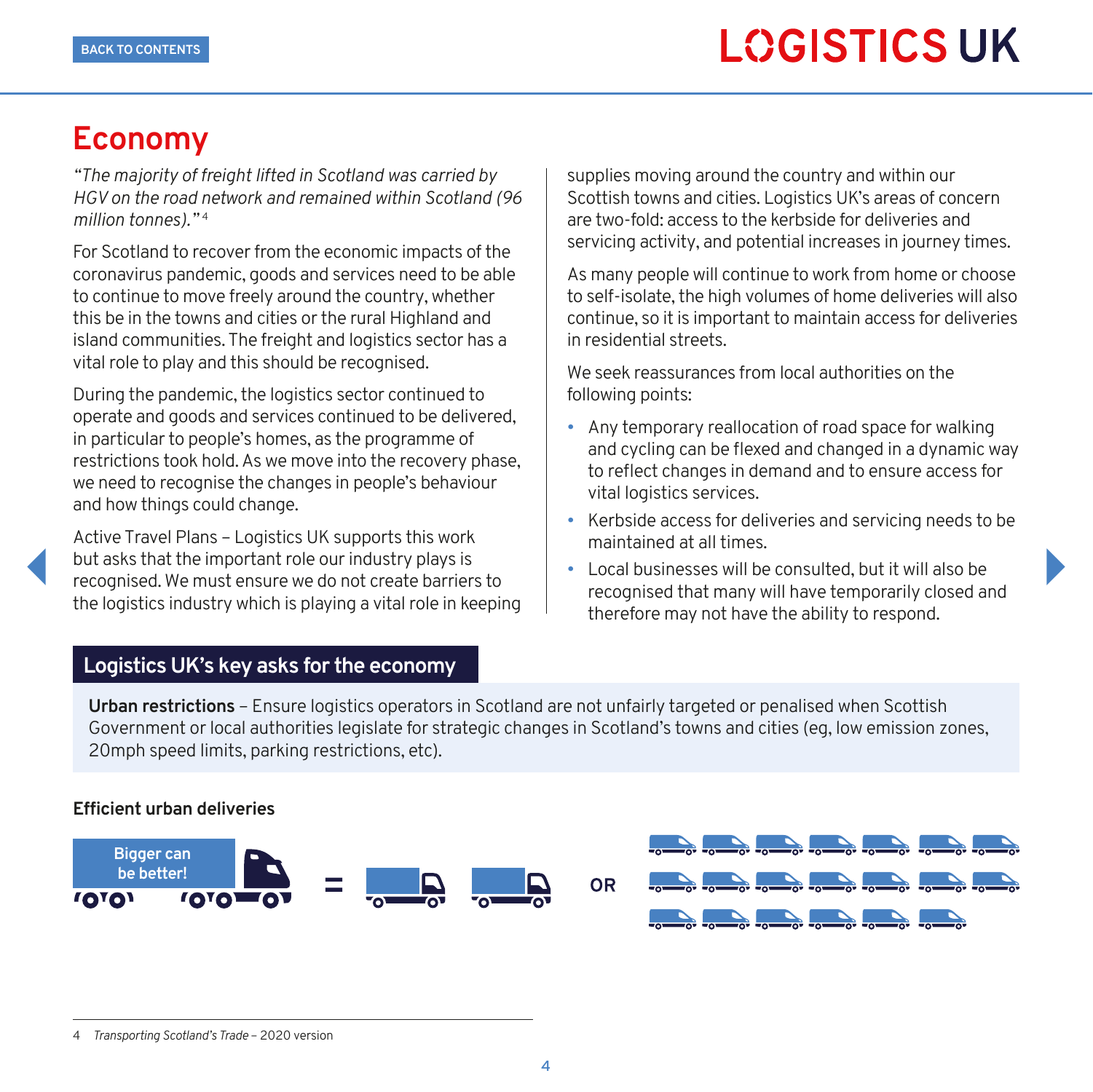# Economy

*"The majority of freight lifted in Scotland was carried by HGV on the road network and remained within Scotland (96 million tonnes)."* [4]

For Scotland to recover from the economic impacts of the coronavirus pandemic, goods and services need to be able to continue to move freely around the country, whether this be in the towns and cities or the rural Highland and island communities. The freight and logistics sector has a vital role to play and this should be recognised.

During the pandemic, the logistics sector continued to operate and goods and services continued to be delivered, in particular to people's homes, as the programme of restrictions took hold. As we move into the recovery phase, we need to recognise the changes in people's behaviour and how things could change.

Active Travel Plans – Logistics UK supports this work but asks that the important role our industry plays is recognised. We must ensure we do not create barriers to the logistics industry which is playing a vital role in keeping supplies moving around the country and within our Scottish towns and cities. Logistics UK's areas of concern are two-fold: access to the kerbside for deliveries and servicing activity, and potential increases in journey times.

As many people will continue to work from home or choose to self-isolate, the high volumes of home deliveries will also continue, so it is important to maintain access for deliveries in residential streets.

We seek reassurances from local authorities on the following points:

- Any temporary reallocation of road space for walking and cycling can be flexed and changed in a dynamic way to reflect changes in demand and to ensure access for vital logistics services.
- Kerbside access for deliveries and servicing needs to be maintained at all times.
- Local businesses will be consulted, but it will also be recognised that many will have temporarily closed and therefore may not have the ability to respond.

## Logistics UK's key asks for the economy

**Urban restrictions** – Ensure logistics operators in Scotland are not unfairly targeted or penalised when Scottish Government or local authorities legislate for strategic changes in Scotland's towns and cities (eg, low emission zones, 20mph speed limits, parking restrictions, etc).

**Efficient urban deliveries**

Bigger can be better!

= OR

4 *Transporting Scotland's Trade* – 2020 version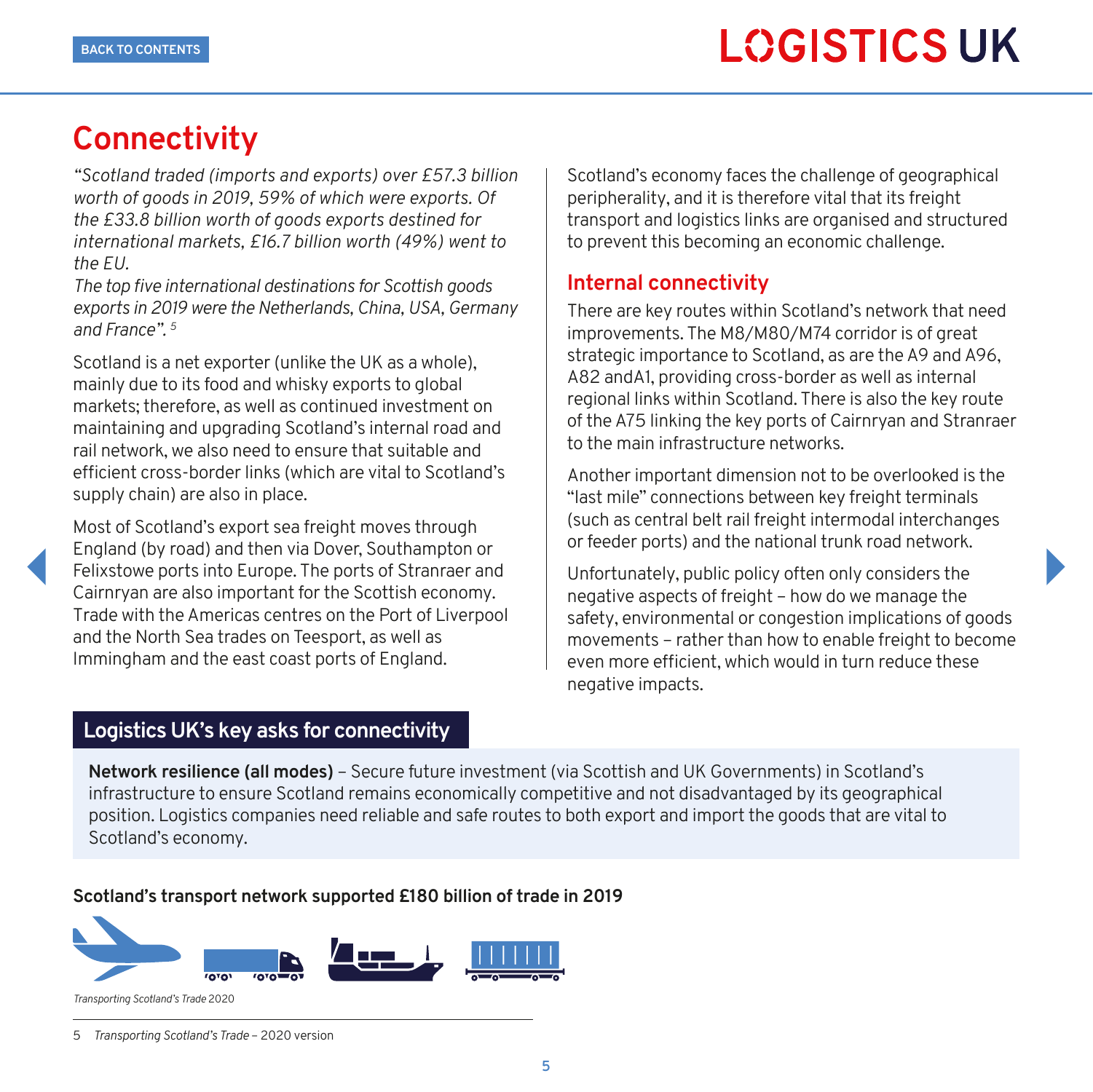# Connectivity

*"Scotland traded (imports and exports) over £57.3 billion worth of goods in 2019, 59% of which were exports. Of the £33.8 billion worth of goods exports destined for international markets, £16.7 billion worth (49%) went to the EU.*
*The top five international destinations for Scottish goods exports in 2019 were the Netherlands, China, USA, Germany and France".* [5]

Scotland is a net exporter (unlike the UK as a whole), mainly due to its food and whisky exports to global markets; therefore, as well as continued investment on maintaining and upgrading Scotland's internal road and rail network, we also need to ensure that suitable and efficient cross-border links (which are vital to Scotland's supply chain) are also in place.

Most of Scotland's export sea freight moves through England (by road) and then via Dover, Southampton or Felixstowe ports into Europe. The ports of Stranraer and Cairnryan are also important for the Scottish economy. Trade with the Americas centres on the Port of Liverpool and the North Sea trades on Teesport, as well as Immingham and the east coast ports of England.

Scotland's economy faces the challenge of geographical peripherality, and it is therefore vital that its freight transport and logistics links are organised and structured to prevent this becoming an economic challenge.

## Internal connectivity

There are key routes within Scotland's network that need improvements. The M8/M80/M74 corridor is of great strategic importance to Scotland, as are the A9 and A96, A82 andA1, providing cross-border as well as internal regional links within Scotland. There is also the key route of the A75 linking the key ports of Cairnryan and Stranraer to the main infrastructure networks.

Another important dimension not to be overlooked is the "last mile" connections between key freight terminals (such as central belt rail freight intermodal interchanges or feeder ports) and the national trunk road network.

Unfortunately, public policy often only considers the negative aspects of freight – how do we manage the safety, environmental or congestion implications of goods movements – rather than how to enable freight to become even more efficient, which would in turn reduce these negative impacts.

## Logistics UK's key asks for connectivity

**Network resilience (all modes)** – Secure future investment (via Scottish and UK Governments) in Scotland's infrastructure to ensure Scotland remains economically competitive and not disadvantaged by its geographical position. Logistics companies need reliable and safe routes to both export and import the goods that are vital to Scotland's economy.

**Scotland's transport network supported £180 billion of trade in 2019**

*Transporting Scotland's Trade* 2020

5 *Transporting Scotland's Trade* – 2020 version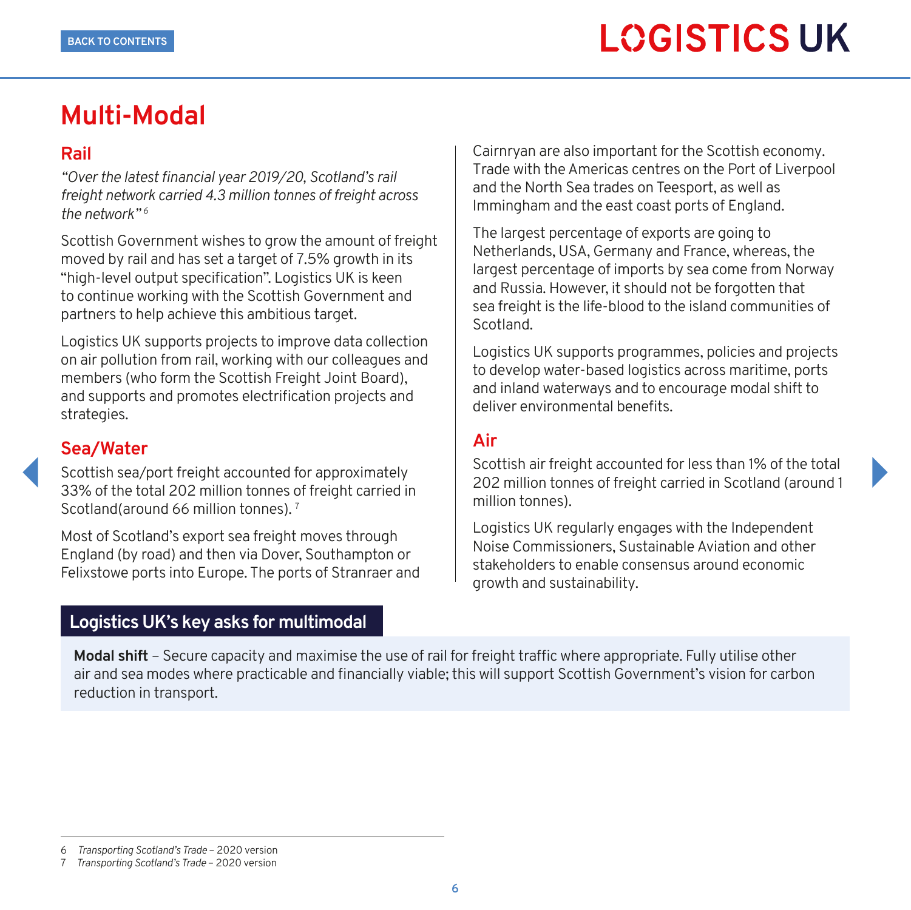# Multi-Modal

## Rail

*"Over the latest financial year 2019/20, Scotland's rail freight network carried 4.3 million tonnes of freight across the network"* [6]

Scottish Government wishes to grow the amount of freight moved by rail and has set a target of 7.5% growth in its "high-level output specification". Logistics UK is keen to continue working with the Scottish Government and partners to help achieve this ambitious target.

Logistics UK supports projects to improve data collection on air pollution from rail, working with our colleagues and members (who form the Scottish Freight Joint Board), and supports and promotes electrification projects and strategies.

## Sea/Water

Scottish sea/port freight accounted for approximately 33% of the total 202 million tonnes of freight carried in Scotland(around 66 million tonnes). [7]

Most of Scotland's export sea freight moves through England (by road) and then via Dover, Southampton or Felixstowe ports into Europe. The ports of Stranraer and Cairnryan are also important for the Scottish economy. Trade with the Americas centres on the Port of Liverpool and the North Sea trades on Teesport, as well as Immingham and the east coast ports of England.

The largest percentage of exports are going to Netherlands, USA, Germany and France, whereas, the largest percentage of imports by sea come from Norway and Russia. However, it should not be forgotten that sea freight is the life-blood to the island communities of Scotland.

Logistics UK supports programmes, policies and projects to develop water-based logistics across maritime, ports and inland waterways and to encourage modal shift to deliver environmental benefits.

## Air

Scottish air freight accounted for less than 1% of the total 202 million tonnes of freight carried in Scotland (around 1 million tonnes).

Logistics UK regularly engages with the Independent Noise Commissioners, Sustainable Aviation and other stakeholders to enable consensus around economic growth and sustainability.

## Logistics UK's key asks for multimodal

**Modal shift** – Secure capacity and maximise the use of rail for freight traffic where appropriate. Fully utilise other air and sea modes where practicable and financially viable; this will support Scottish Government's vision for carbon reduction in transport.

---

6 *Transporting Scotland's Trade* – 2020 version

7 *Transporting Scotland's Trade* – 2020 version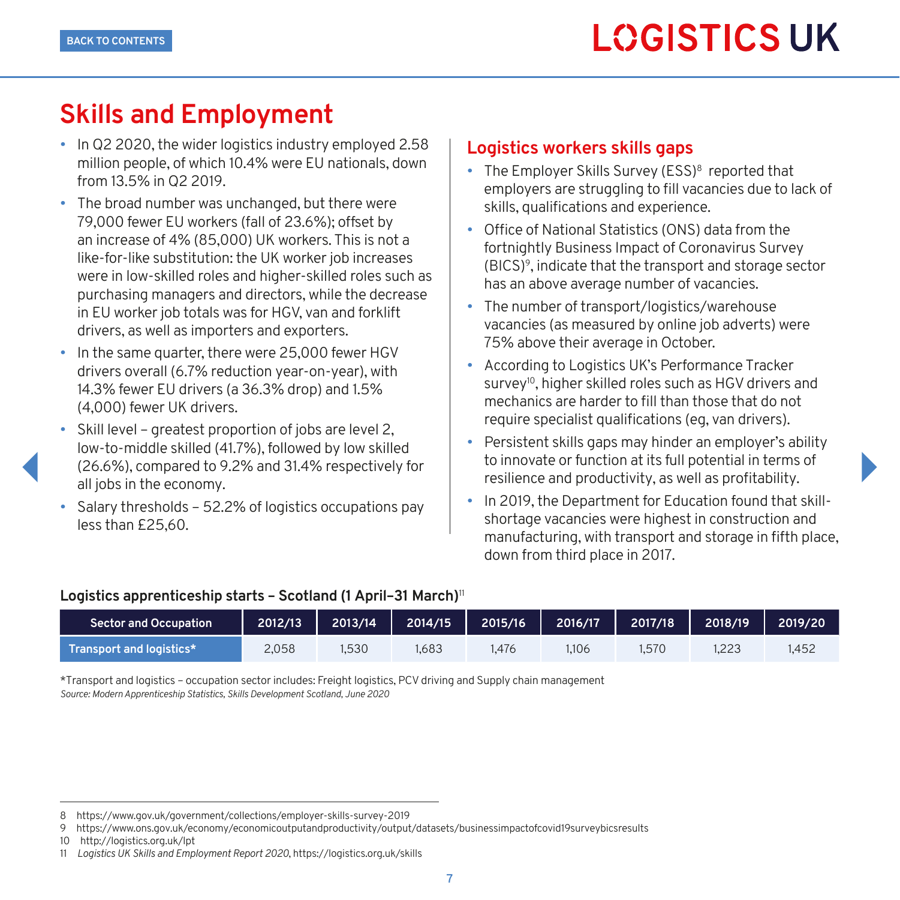# Skills and Employment

- In Q2 2020, the wider logistics industry employed 2.58 million people, of which 10.4% were EU nationals, down from 13.5% in Q2 2019.
- The broad number was unchanged, but there were 79,000 fewer EU workers (fall of 23.6%); offset by an increase of 4% (85,000) UK workers. This is not a like-for-like substitution: the UK worker job increases were in low-skilled roles and higher-skilled roles such as purchasing managers and directors, while the decrease in EU worker job totals was for HGV, van and forklift drivers, as well as importers and exporters.
- In the same quarter, there were 25,000 fewer HGV drivers overall (6.7% reduction year-on-year), with 14.3% fewer EU drivers (a 36.3% drop) and 1.5% (4,000) fewer UK drivers.
- Skill level – greatest proportion of jobs are level 2, low-to-middle skilled (41.7%), followed by low skilled (26.6%), compared to 9.2% and 31.4% respectively for all jobs in the economy.
- Salary thresholds – 52.2% of logistics occupations pay less than £25,60.

## Logistics workers skills gaps

- The Employer Skills Survey (ESS)[8] reported that employers are struggling to fill vacancies due to lack of skills, qualifications and experience.
- Office of National Statistics (ONS) data from the fortnightly Business Impact of Coronavirus Survey (BICS)[9], indicate that the transport and storage sector has an above average number of vacancies.
- The number of transport/logistics/warehouse vacancies (as measured by online job adverts) were 75% above their average in October.
- According to Logistics UK's Performance Tracker survey[10], higher skilled roles such as HGV drivers and mechanics are harder to fill than those that do not require specialist qualifications (eg, van drivers).
- Persistent skills gaps may hinder an employer's ability to innovate or function at its full potential in terms of resilience and productivity, as well as profitability.
- In 2019, the Department for Education found that skill-shortage vacancies were highest in construction and manufacturing, with transport and storage in fifth place, down from third place in 2017.

**Logistics apprenticeship starts – Scotland (1 April–31 March)[11]**

| Sector and Occupation | 2012/13 | 2013/14 | 2014/15 | 2015/16 | 2016/17 | 2017/18 | 2018/19 | 2019/20 |
|---|---|---|---|---|---|---|---|---|
| Transport and logistics* | 2,058 | 1,530 | 1,683 | 1,476 | 1,106 | 1,570 | 1,223 | 1,452 |

*Transport and logistics – occupation sector includes: Freight logistics, PCV driving and Supply chain management

*Source: Modern Apprenticeship Statistics, Skills Development Scotland, June 2020*

---

8 https://www.gov.uk/government/collections/employer-skills-survey-2019
9 https://www.ons.gov.uk/economy/economicoutputandproductivity/output/datasets/businessimpactofcovid19surveybicsresults
10 http://logistics.org.uk/lpt
11 *Logistics UK Skills and Employment Report 2020*, https://logistics.org.uk/skills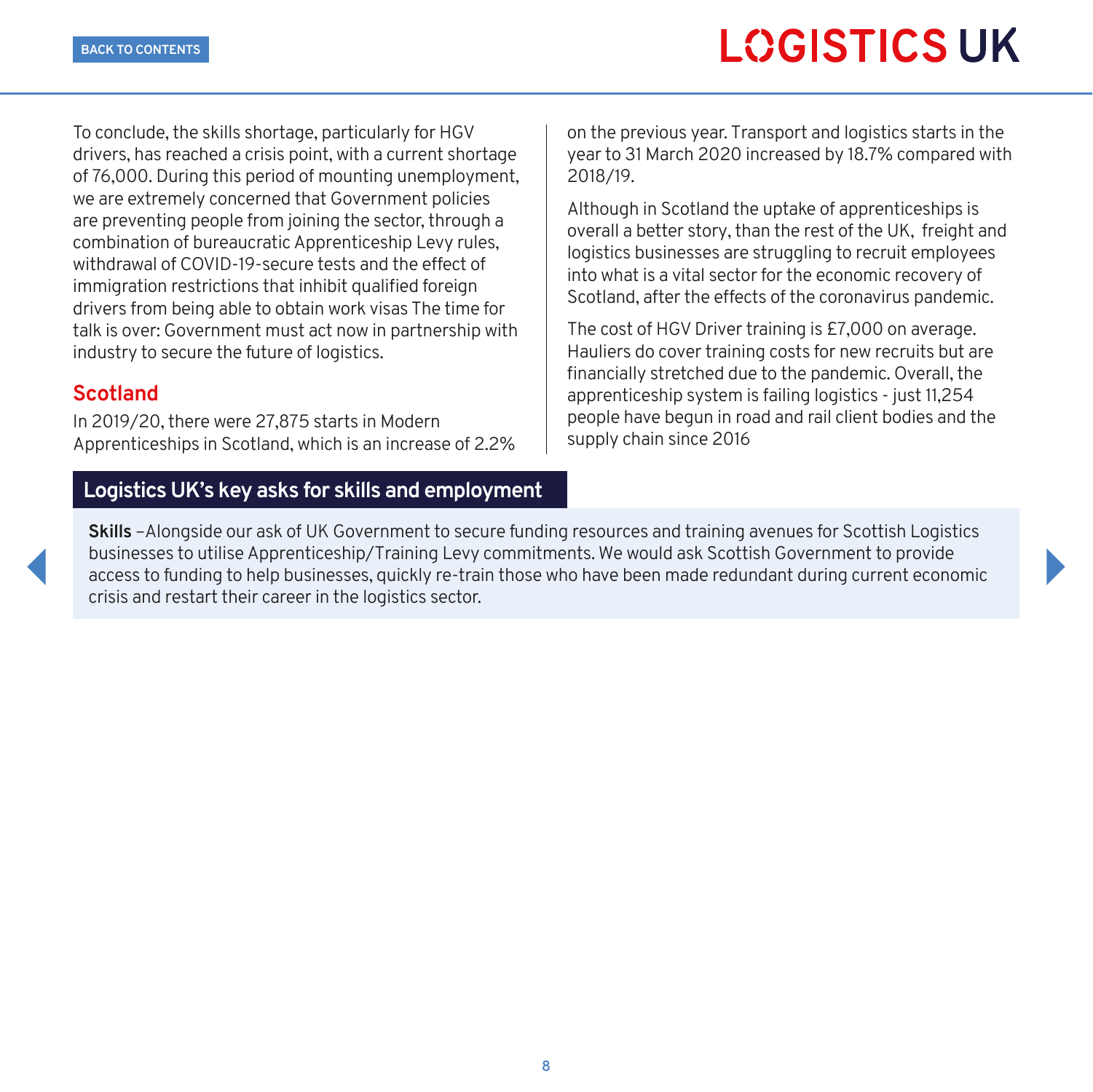To conclude, the skills shortage, particularly for HGV drivers, has reached a crisis point, with a current shortage of 76,000. During this period of mounting unemployment, we are extremely concerned that Government policies are preventing people from joining the sector, through a combination of bureaucratic Apprenticeship Levy rules, withdrawal of COVID-19-secure tests and the effect of immigration restrictions that inhibit qualified foreign drivers from being able to obtain work visas The time for talk is over: Government must act now in partnership with industry to secure the future of logistics.

## Scotland

In 2019/20, there were 27,875 starts in Modern Apprenticeships in Scotland, which is an increase of 2.2% on the previous year. Transport and logistics starts in the year to 31 March 2020 increased by 18.7% compared with 2018/19.

Although in Scotland the uptake of apprenticeships is overall a better story, than the rest of the UK, freight and logistics businesses are struggling to recruit employees into what is a vital sector for the economic recovery of Scotland, after the effects of the coronavirus pandemic.

The cost of HGV Driver training is £7,000 on average. Hauliers do cover training costs for new recruits but are financially stretched due to the pandemic. Overall, the apprenticeship system is failing logistics - just 11,254 people have begun in road and rail client bodies and the supply chain since 2016

## Logistics UK's key asks for skills and employment

**Skills** –Alongside our ask of UK Government to secure funding resources and training avenues for Scottish Logistics businesses to utilise Apprenticeship/Training Levy commitments. We would ask Scottish Government to provide access to funding to help businesses, quickly re-train those who have been made redundant during current economic crisis and restart their career in the logistics sector.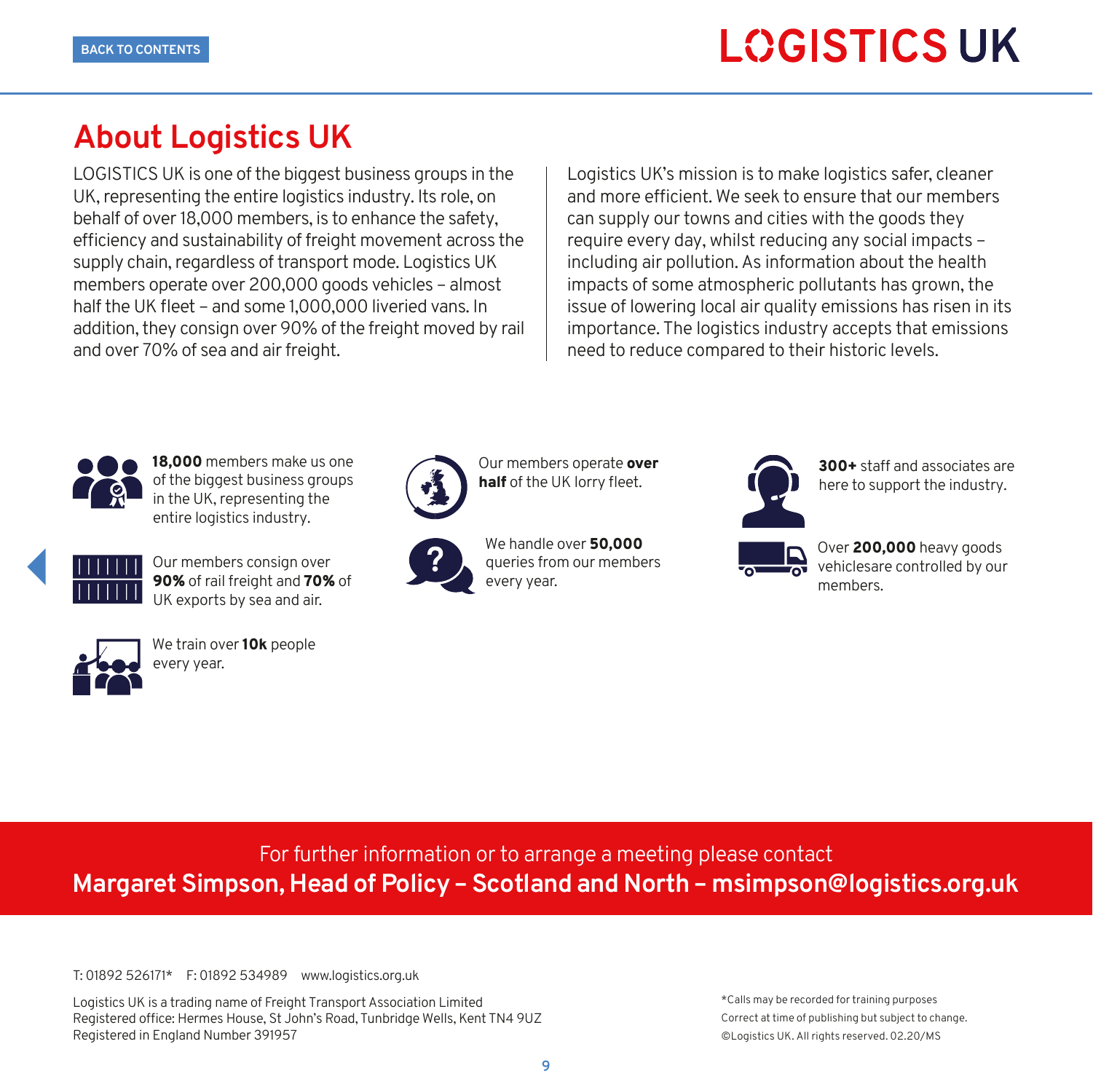BACK TO CONTENTS

LOGISTICS UK

## About Logistics UK

LOGISTICS UK is one of the biggest business groups in the UK, representing the entire logistics industry. Its role, on behalf of over 18,000 members, is to enhance the safety, efficiency and sustainability of freight movement across the supply chain, regardless of transport mode. Logistics UK members operate over 200,000 goods vehicles – almost half the UK fleet – and some 1,000,000 liveried vans. In addition, they consign over 90% of the freight moved by rail and over 70% of sea and air freight.

Logistics UK's mission is to make logistics safer, cleaner and more efficient. We seek to ensure that our members can supply our towns and cities with the goods they require every day, whilst reducing any social impacts – including air pollution. As information about the health impacts of some atmospheric pollutants has grown, the issue of lowering local air quality emissions has risen in its importance. The logistics industry accepts that emissions need to reduce compared to their historic levels.

**18,000** members make us one of the biggest business groups in the UK, representing the entire logistics industry.

Our members consign over **90%** of rail freight and **70%** of UK exports by sea and air.

We train over **10k** people every year.

Our members operate **over half** of the UK lorry fleet.

We handle over **50,000** queries from our members every year.

**300+** staff and associates are here to support the industry.

Over **200,000** heavy goods vehiclesare controlled by our members.

For further information or to arrange a meeting please contact

**Margaret Simpson, Head of Policy – Scotland and North – msimpson@logistics.org.uk**

T: 01892 526171* F: 01892 534989 www.logistics.org.uk

Logistics UK is a trading name of Freight Transport Association Limited
Registered office: Hermes House, St John's Road, Tunbridge Wells, Kent TN4 9UZ
Registered in England Number 391957

*Calls may be recorded for training purposes
Correct at time of publishing but subject to change.
©Logistics UK. All rights reserved. 02.20/MS